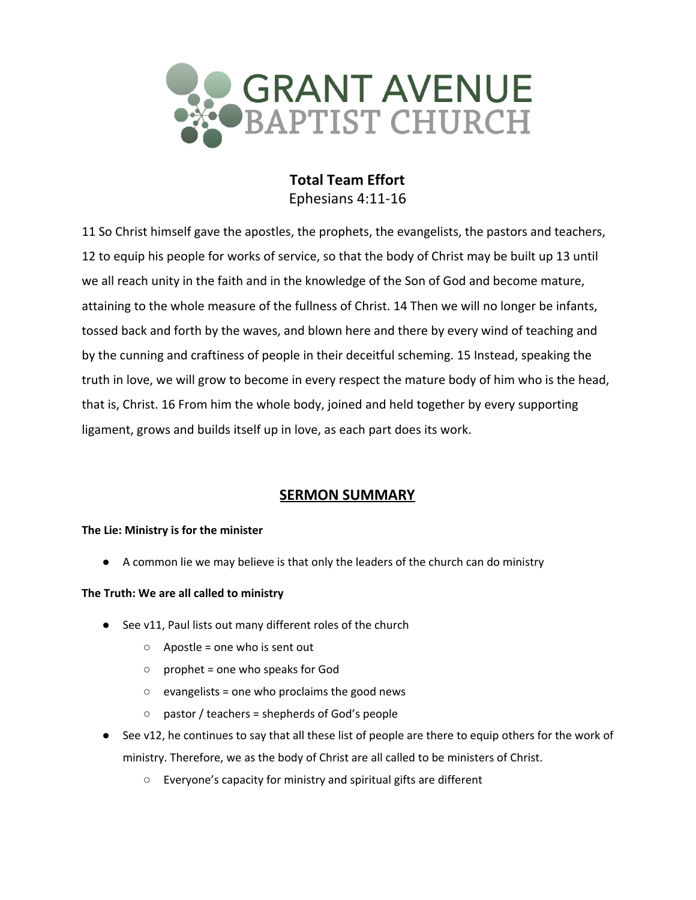# GRANT AVENUE BAPTIST CHURCH

## Total Team Effort

Ephesians 4:11-16

11 So Christ himself gave the apostles, the prophets, the evangelists, the pastors and teachers, 12 to equip his people for works of service, so that the body of Christ may be built up 13 until we all reach unity in the faith and in the knowledge of the Son of God and become mature, attaining to the whole measure of the fullness of Christ. 14 Then we will no longer be infants, tossed back and forth by the waves, and blown here and there by every wind of teaching and by the cunning and craftiness of people in their deceitful scheming. 15 Instead, speaking the truth in love, we will grow to become in every respect the mature body of him who is the head, that is, Christ. 16 From him the whole body, joined and held together by every supporting ligament, grows and builds itself up in love, as each part does its work.

## SERMON SUMMARY

**The Lie: Ministry is for the minister**

- A common lie we may believe is that only the leaders of the church can do ministry

**The Truth: We are all called to ministry**

- See v11, Paul lists out many different roles of the church
  - Apostle = one who is sent out
  - prophet = one who speaks for God
  - evangelists = one who proclaims the good news
  - pastor / teachers = shepherds of God's people
- See v12, he continues to say that all these list of people are there to equip others for the work of ministry. Therefore, we as the body of Christ are all called to be ministers of Christ.
  - Everyone's capacity for ministry and spiritual gifts are different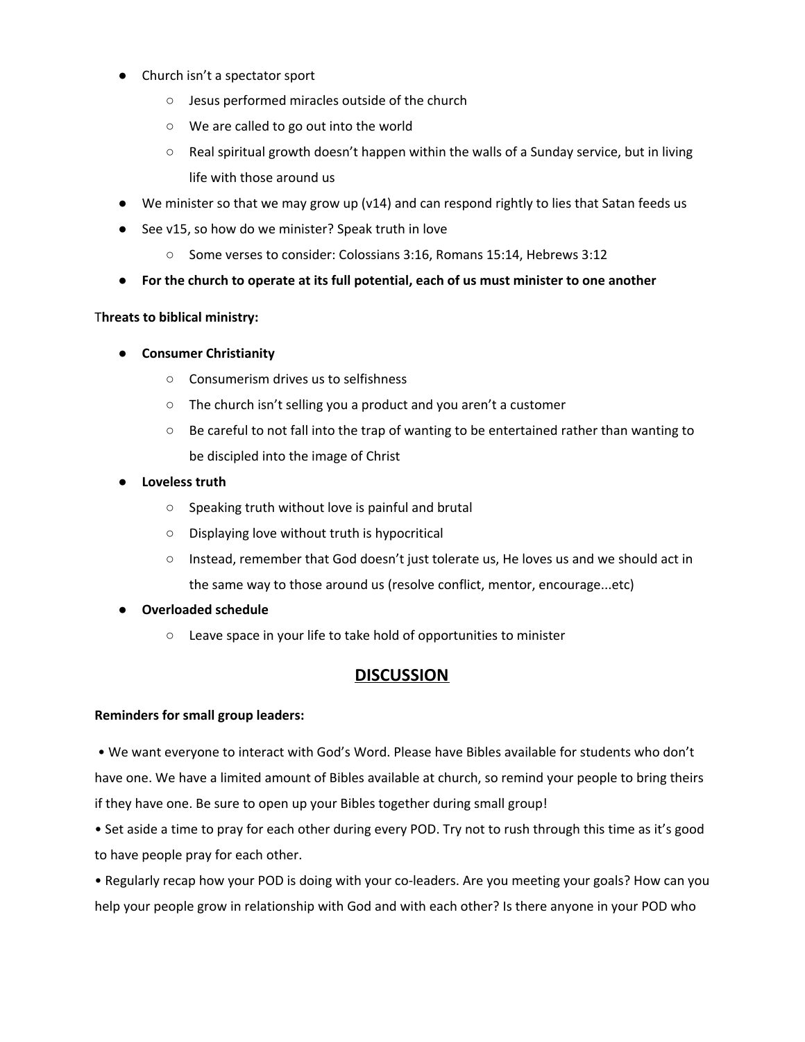- Church isn't a spectator sport
  - Jesus performed miracles outside of the church
  - We are called to go out into the world
  - Real spiritual growth doesn't happen within the walls of a Sunday service, but in living life with those around us
- We minister so that we may grow up (v14) and can respond rightly to lies that Satan feeds us
- See v15, so how do we minister? Speak truth in love
  - Some verses to consider: Colossians 3:16, Romans 15:14, Hebrews 3:12
- **For the church to operate at its full potential, each of us must minister to one another**

T**hreats to biblical ministry:**

- **Consumer Christianity**
  - Consumerism drives us to selfishness
  - The church isn't selling you a product and you aren't a customer
  - Be careful to not fall into the trap of wanting to be entertained rather than wanting to be discipled into the image of Christ
- **Loveless truth**
  - Speaking truth without love is painful and brutal
  - Displaying love without truth is hypocritical
  - Instead, remember that God doesn't just tolerate us, He loves us and we should act in the same way to those around us (resolve conflict, mentor, encourage...etc)
- **Overloaded schedule**
  - Leave space in your life to take hold of opportunities to minister

## DISCUSSION

**Reminders for small group leaders:**

• We want everyone to interact with God's Word. Please have Bibles available for students who don't have one. We have a limited amount of Bibles available at church, so remind your people to bring theirs if they have one. Be sure to open up your Bibles together during small group!

• Set aside a time to pray for each other during every POD. Try not to rush through this time as it's good to have people pray for each other.

• Regularly recap how your POD is doing with your co-leaders. Are you meeting your goals? How can you help your people grow in relationship with God and with each other? Is there anyone in your POD who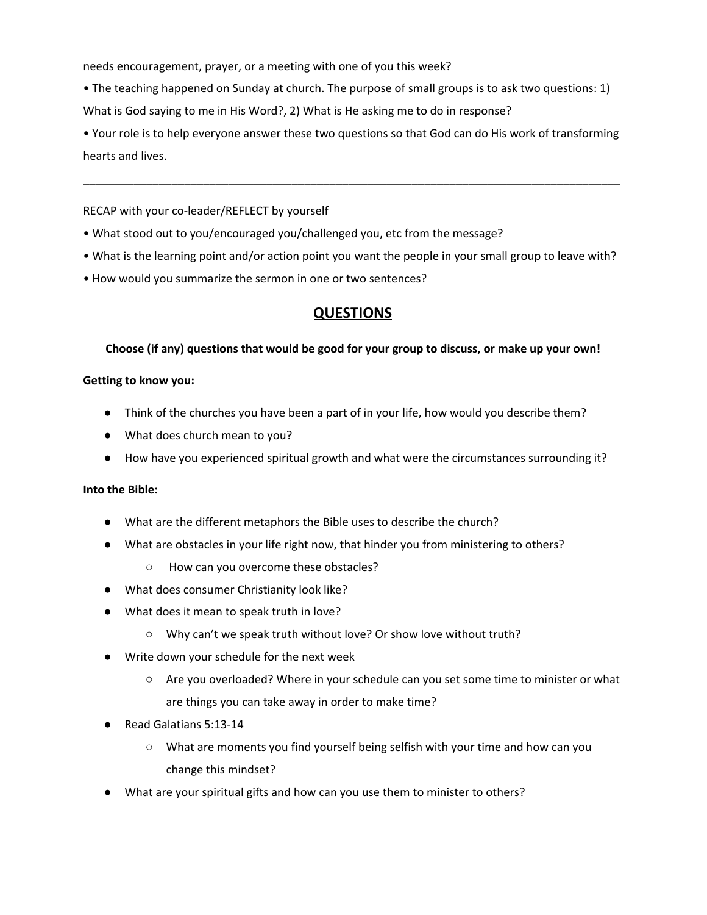needs encouragement, prayer, or a meeting with one of you this week?

• The teaching happened on Sunday at church. The purpose of small groups is to ask two questions: 1) What is God saying to me in His Word?, 2) What is He asking me to do in response?

• Your role is to help everyone answer these two questions so that God can do His work of transforming hearts and lives.

---

RECAP with your co-leader/REFLECT by yourself

• What stood out to you/encouraged you/challenged you, etc from the message?

• What is the learning point and/or action point you want the people in your small group to leave with?

• How would you summarize the sermon in one or two sentences?

## QUESTIONS

**Choose (if any) questions that would be good for your group to discuss, or make up your own!**

**Getting to know you:**

- Think of the churches you have been a part of in your life, how would you describe them?
- What does church mean to you?
- How have you experienced spiritual growth and what were the circumstances surrounding it?

**Into the Bible:**

- What are the different metaphors the Bible uses to describe the church?
- What are obstacles in your life right now, that hinder you from ministering to others?
  - How can you overcome these obstacles?
- What does consumer Christianity look like?
- What does it mean to speak truth in love?
  - Why can't we speak truth without love? Or show love without truth?
- Write down your schedule for the next week
  - Are you overloaded? Where in your schedule can you set some time to minister or what are things you can take away in order to make time?
- Read Galatians 5:13-14
  - What are moments you find yourself being selfish with your time and how can you change this mindset?
- What are your spiritual gifts and how can you use them to minister to others?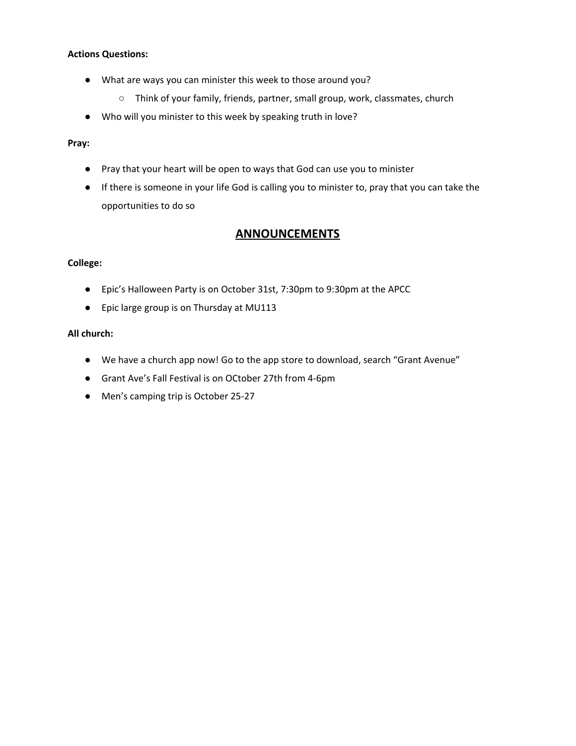**Actions Questions:**

- What are ways you can minister this week to those around you?
  - Think of your family, friends, partner, small group, work, classmates, church
- Who will you minister to this week by speaking truth in love?

**Pray:**

- Pray that your heart will be open to ways that God can use you to minister
- If there is someone in your life God is calling you to minister to, pray that you can take the opportunities to do so

## ANNOUNCEMENTS

**College:**

- Epic's Halloween Party is on October 31st, 7:30pm to 9:30pm at the APCC
- Epic large group is on Thursday at MU113

**All church:**

- We have a church app now! Go to the app store to download, search "Grant Avenue"
- Grant Ave's Fall Festival is on OCtober 27th from 4-6pm
- Men's camping trip is October 25-27